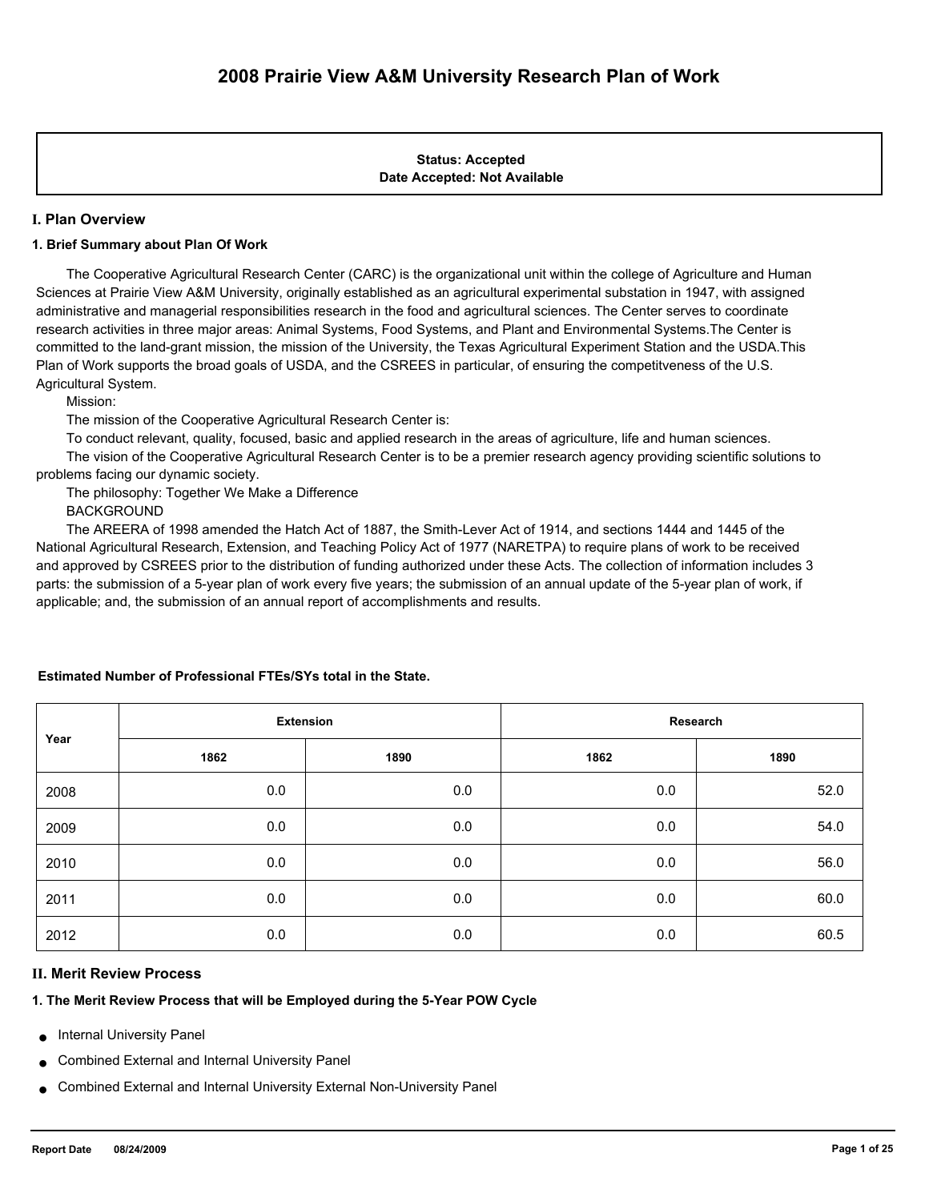# 2008 Prairie View A&M University Research Plan of Work

**Status: Accepted**
**Date Accepted: Not Available**

## I. Plan Overview

### 1. Brief Summary about Plan Of Work

The Cooperative Agricultural Research Center (CARC) is the organizational unit within the college of Agriculture and Human Sciences at Prairie View A&M University, originally established as an agricultural experimental substation in 1947, with assigned administrative and managerial responsibilities research in the food and agricultural sciences. The Center serves to coordinate research activities in three major areas: Animal Systems, Food Systems, and Plant and Environmental Systems.The Center is committed to the land-grant mission, the mission of the University, the Texas Agricultural Experiment Station and the USDA.This Plan of Work supports the broad goals of USDA, and the CSREES in particular, of ensuring the competitveness of the U.S. Agricultural System.

Mission:

The mission of the Cooperative Agricultural Research Center is:

To conduct relevant, quality, focused, basic and applied research in the areas of agriculture, life and human sciences.

The vision of the Cooperative Agricultural Research Center is to be a premier research agency providing scientific solutions to problems facing our dynamic society.

The philosophy: Together We Make a Difference

BACKGROUND

The AREERA of 1998 amended the Hatch Act of 1887, the Smith-Lever Act of 1914, and sections 1444 and 1445 of the National Agricultural Research, Extension, and Teaching Policy Act of 1977 (NARETPA) to require plans of work to be received and approved by CSREES prior to the distribution of funding authorized under these Acts. The collection of information includes 3 parts: the submission of a 5-year plan of work every five years; the submission of an annual update of the 5-year plan of work, if applicable; and, the submission of an annual report of accomplishments and results.

**Estimated Number of Professional FTEs/SYs total in the State.**

| Year | Extension | | Research | |
|---|---|---|---|---|
| | 1862 | 1890 | 1862 | 1890 |
| 2008 | 0.0 | 0.0 | 0.0 | 52.0 |
| 2009 | 0.0 | 0.0 | 0.0 | 54.0 |
| 2010 | 0.0 | 0.0 | 0.0 | 56.0 |
| 2011 | 0.0 | 0.0 | 0.0 | 60.0 |
| 2012 | 0.0 | 0.0 | 0.0 | 60.5 |

## II. Merit Review Process

### 1. The Merit Review Process that will be Employed during the 5-Year POW Cycle

- Internal University Panel
- Combined External and Internal University Panel
- Combined External and Internal University External Non-University Panel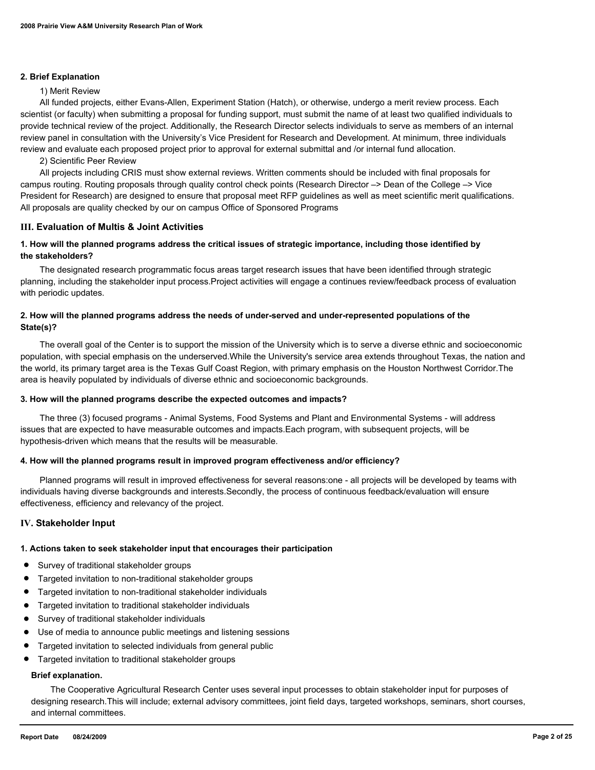**2. Brief Explanation**

1) Merit Review

All funded projects, either Evans-Allen, Experiment Station (Hatch), or otherwise, undergo a merit review process. Each scientist (or faculty) when submitting a proposal for funding support, must submit the name of at least two qualified individuals to provide technical review of the project. Additionally, the Research Director selects individuals to serve as members of an internal review panel in consultation with the University's Vice President for Research and Development. At minimum, three individuals review and evaluate each proposed project prior to approval for external submittal and /or internal fund allocation.

2) Scientific Peer Review

All projects including CRIS must show external reviews. Written comments should be included with final proposals for campus routing. Routing proposals through quality control check points (Research Director –> Dean of the College –> Vice President for Research) are designed to ensure that proposal meet RFP guidelines as well as meet scientific merit qualifications. All proposals are quality checked by our on campus Office of Sponsored Programs

## III. Evaluation of Multis & Joint Activities

**1. How will the planned programs address the critical issues of strategic importance, including those identified by the stakeholders?**

The designated research programmatic focus areas target research issues that have been identified through strategic planning, including the stakeholder input process.Project activities will engage a continues review/feedback process of evaluation with periodic updates.

**2. How will the planned programs address the needs of under-served and under-represented populations of the State(s)?**

The overall goal of the Center is to support the mission of the University which is to serve a diverse ethnic and socioeconomic population, with special emphasis on the underserved.While the University's service area extends throughout Texas, the nation and the world, its primary target area is the Texas Gulf Coast Region, with primary emphasis on the Houston Northwest Corridor.The area is heavily populated by individuals of diverse ethnic and socioeconomic backgrounds.

**3. How will the planned programs describe the expected outcomes and impacts?**

The three (3) focused programs - Animal Systems, Food Systems and Plant and Environmental Systems - will address issues that are expected to have measurable outcomes and impacts.Each program, with subsequent projects, will be hypothesis-driven which means that the results will be measurable.

**4. How will the planned programs result in improved program effectiveness and/or efficiency?**

Planned programs will result in improved effectiveness for several reasons:one - all projects will be developed by teams with individuals having diverse backgrounds and interests.Secondly, the process of continuous feedback/evaluation will ensure effectiveness, efficiency and relevancy of the project.

## IV. Stakeholder Input

**1. Actions taken to seek stakeholder input that encourages their participation**

- Survey of traditional stakeholder groups
- Targeted invitation to non-traditional stakeholder groups
- Targeted invitation to non-traditional stakeholder individuals
- Targeted invitation to traditional stakeholder individuals
- Survey of traditional stakeholder individuals
- Use of media to announce public meetings and listening sessions
- Targeted invitation to selected individuals from general public
- Targeted invitation to traditional stakeholder groups

**Brief explanation.**

The Cooperative Agricultural Research Center uses several input processes to obtain stakeholder input for purposes of designing research.This will include; external advisory committees, joint field days, targeted workshops, seminars, short courses, and internal committees.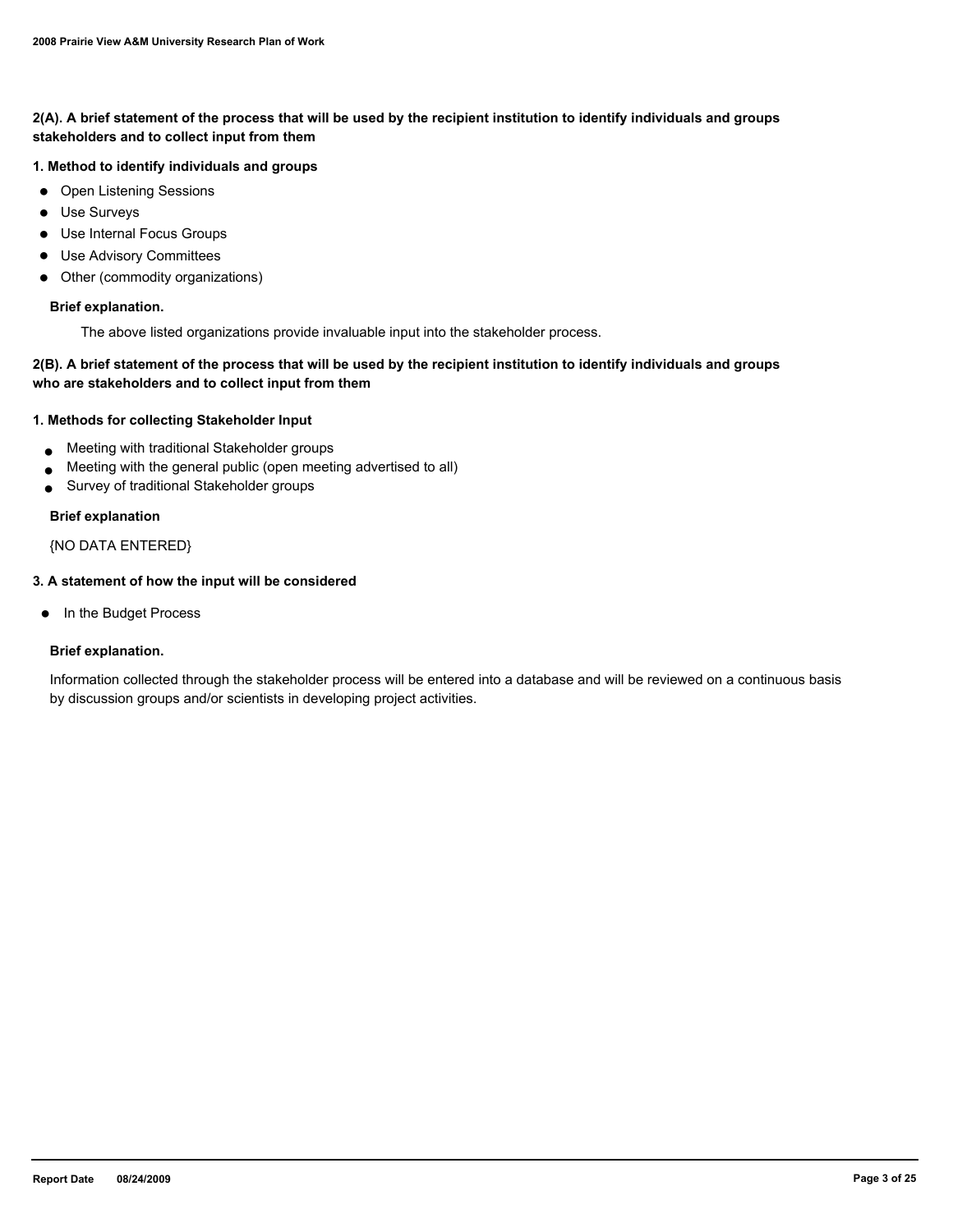## 2(A). A brief statement of the process that will be used by the recipient institution to identify individuals and groups stakeholders and to collect input from them

### 1. Method to identify individuals and groups

- Open Listening Sessions
- Use Surveys
- Use Internal Focus Groups
- Use Advisory Committees
- Other (commodity organizations)

**Brief explanation.**

The above listed organizations provide invaluable input into the stakeholder process.

## 2(B). A brief statement of the process that will be used by the recipient institution to identify individuals and groups who are stakeholders and to collect input from them

### 1. Methods for collecting Stakeholder Input

- Meeting with traditional Stakeholder groups
- Meeting with the general public (open meeting advertised to all)
- Survey of traditional Stakeholder groups

**Brief explanation**

{NO DATA ENTERED}

### 3. A statement of how the input will be considered

- In the Budget Process

**Brief explanation.**

Information collected through the stakeholder process will be entered into a database and will be reviewed on a continuous basis by discussion groups and/or scientists in developing project activities.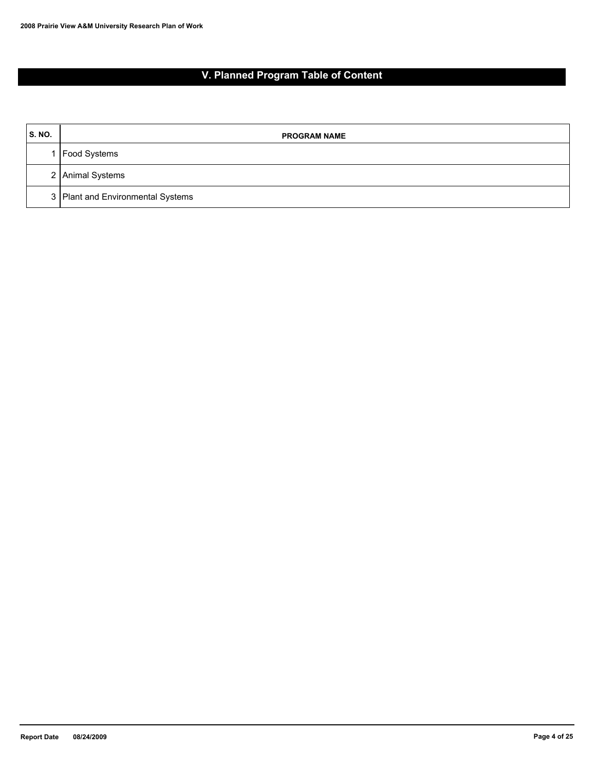# V. Planned Program Table of Content

| S. NO. | PROGRAM NAME |
|---|---|
| 1 | Food Systems |
| 2 | Animal Systems |
| 3 | Plant and Environmental Systems |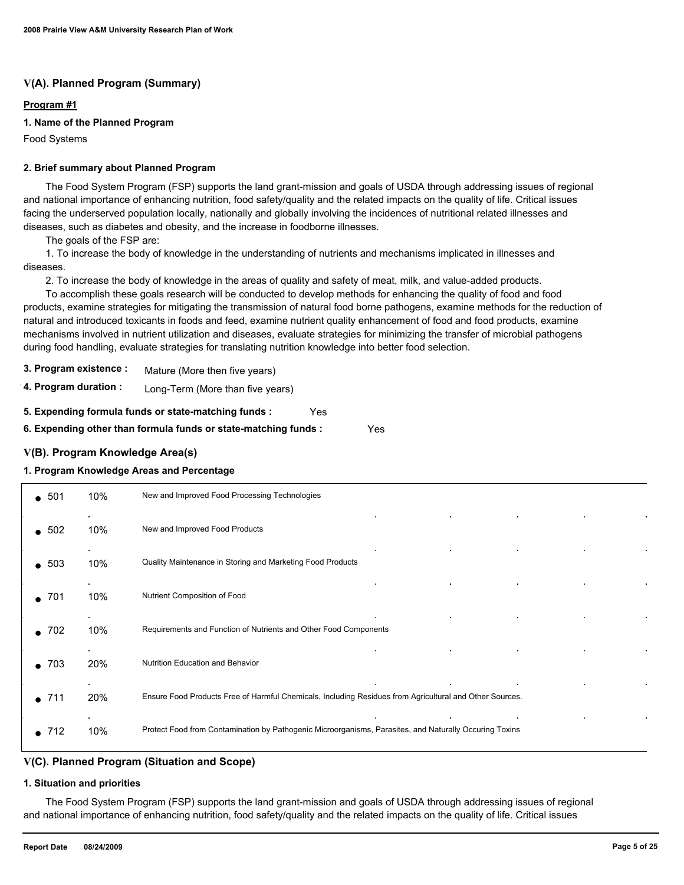## V(A). Planned Program (Summary)

**Program #1**

**1. Name of the Planned Program**

Food Systems

**2. Brief summary about Planned Program**

The Food System Program (FSP) supports the land grant-mission and goals of USDA through addressing issues of regional and national importance of enhancing nutrition, food safety/quality and the related impacts on the quality of life. Critical issues facing the underserved population locally, nationally and globally involving the incidences of nutritional related illnesses and diseases, such as diabetes and obesity, and the increase in foodborne illnesses.

The goals of the FSP are:

1. To increase the body of knowledge in the understanding of nutrients and mechanisms implicated in illnesses and diseases.

2. To increase the body of knowledge in the areas of quality and safety of meat, milk, and value-added products.

To accomplish these goals research will be conducted to develop methods for enhancing the quality of food and food products, examine strategies for mitigating the transmission of natural food borne pathogens, examine methods for the reduction of natural and introduced toxicants in foods and feed, examine nutrient quality enhancement of food and food products, examine mechanisms involved in nutrient utilization and diseases, evaluate strategies for minimizing the transfer of microbial pathogens during food handling, evaluate strategies for translating nutrition knowledge into better food selection.

**3. Program existence :** Mature (More then five years)

**4. Program duration :** Long-Term (More than five years)

**5. Expending formula funds or state-matching funds :** Yes

**6. Expending other than formula funds or state-matching funds :** Yes

## V(B). Program Knowledge Area(s)

**1. Program Knowledge Areas and Percentage**

| KA | % | Knowledge Area |
|---|---|---|
| 501 | 10% | New and Improved Food Processing Technologies |
| 502 | 10% | New and Improved Food Products |
| 503 | 10% | Quality Maintenance in Storing and Marketing Food Products |
| 701 | 10% | Nutrient Composition of Food |
| 702 | 10% | Requirements and Function of Nutrients and Other Food Components |
| 703 | 20% | Nutrition Education and Behavior |
| 711 | 20% | Ensure Food Products Free of Harmful Chemicals, Including Residues from Agricultural and Other Sources. |
| 712 | 10% | Protect Food from Contamination by Pathogenic Microorganisms, Parasites, and Naturally Occuring Toxins |

## V(C). Planned Program (Situation and Scope)

**1. Situation and priorities**

The Food System Program (FSP) supports the land grant-mission and goals of USDA through addressing issues of regional and national importance of enhancing nutrition, food safety/quality and the related impacts on the quality of life. Critical issues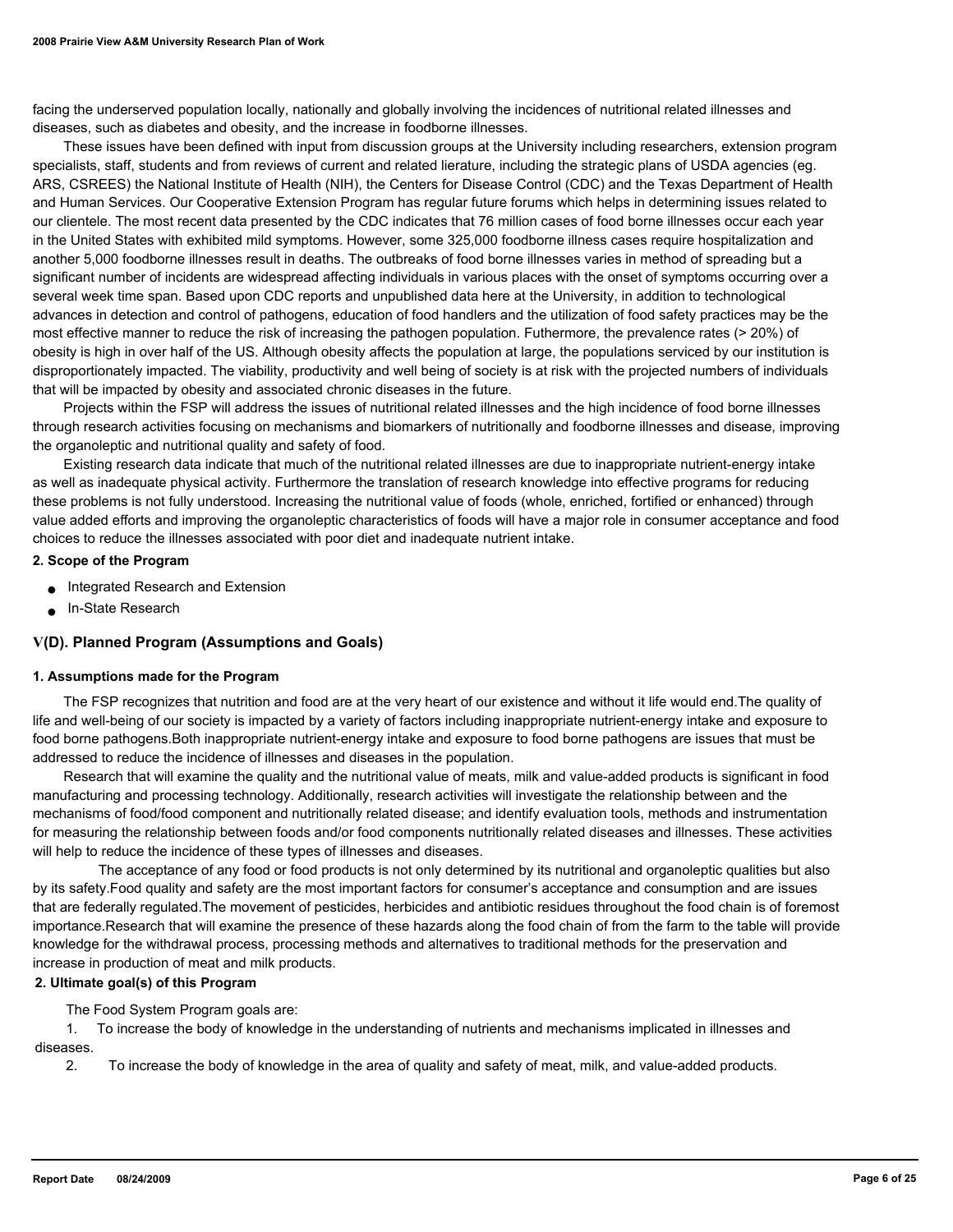facing the underserved population locally, nationally and globally involving the incidences of nutritional related illnesses and diseases, such as diabetes and obesity, and the increase in foodborne illnesses.

These issues have been defined with input from discussion groups at the University including researchers, extension program specialists, staff, students and from reviews of current and related lierature, including the strategic plans of USDA agencies (eg. ARS, CSREES) the National Institute of Health (NIH), the Centers for Disease Control (CDC) and the Texas Department of Health and Human Services. Our Cooperative Extension Program has regular future forums which helps in determining issues related to our clientele. The most recent data presented by the CDC indicates that 76 million cases of food borne illnesses occur each year in the United States with exhibited mild symptoms. However, some 325,000 foodborne illness cases require hospitalization and another 5,000 foodborne illnesses result in deaths. The outbreaks of food borne illnesses varies in method of spreading but a significant number of incidents are widespread affecting individuals in various places with the onset of symptoms occurring over a several week time span. Based upon CDC reports and unpublished data here at the University, in addition to technological advances in detection and control of pathogens, education of food handlers and the utilization of food safety practices may be the most effective manner to reduce the risk of increasing the pathogen population. Futhermore, the prevalence rates (> 20%) of obesity is high in over half of the US. Although obesity affects the population at large, the populations serviced by our institution is disproportionately impacted. The viability, productivity and well being of society is at risk with the projected numbers of individuals that will be impacted by obesity and associated chronic diseases in the future.

Projects within the FSP will address the issues of nutritional related illnesses and the high incidence of food borne illnesses through research activities focusing on mechanisms and biomarkers of nutritionally and foodborne illnesses and disease, improving the organoleptic and nutritional quality and safety of food.

Existing research data indicate that much of the nutritional related illnesses are due to inappropriate nutrient-energy intake as well as inadequate physical activity. Furthermore the translation of research knowledge into effective programs for reducing these problems is not fully understood. Increasing the nutritional value of foods (whole, enriched, fortified or enhanced) through value added efforts and improving the organoleptic characteristics of foods will have a major role in consumer acceptance and food choices to reduce the illnesses associated with poor diet and inadequate nutrient intake.

**2. Scope of the Program**

- Integrated Research and Extension
- In-State Research

## V(D). Planned Program (Assumptions and Goals)

**1. Assumptions made for the Program**

The FSP recognizes that nutrition and food are at the very heart of our existence and without it life would end.The quality of life and well-being of our society is impacted by a variety of factors including inappropriate nutrient-energy intake and exposure to food borne pathogens.Both inappropriate nutrient-energy intake and exposure to food borne pathogens are issues that must be addressed to reduce the incidence of illnesses and diseases in the population.

Research that will examine the quality and the nutritional value of meats, milk and value-added products is significant in food manufacturing and processing technology. Additionally, research activities will investigate the relationship between and the mechanisms of food/food component and nutritionally related disease; and identify evaluation tools, methods and instrumentation for measuring the relationship between foods and/or food components nutritionally related diseases and illnesses. These activities will help to reduce the incidence of these types of illnesses and diseases.

The acceptance of any food or food products is not only determined by its nutritional and organoleptic qualities but also by its safety.Food quality and safety are the most important factors for consumer's acceptance and consumption and are issues that are federally regulated.The movement of pesticides, herbicides and antibiotic residues throughout the food chain is of foremost importance.Research that will examine the presence of these hazards along the food chain of from the farm to the table will provide knowledge for the withdrawal process, processing methods and alternatives to traditional methods for the preservation and increase in production of meat and milk products.

**2. Ultimate goal(s) of this Program**

The Food System Program goals are:

1. To increase the body of knowledge in the understanding of nutrients and mechanisms implicated in illnesses and diseases.
2. To increase the body of knowledge in the area of quality and safety of meat, milk, and value-added products.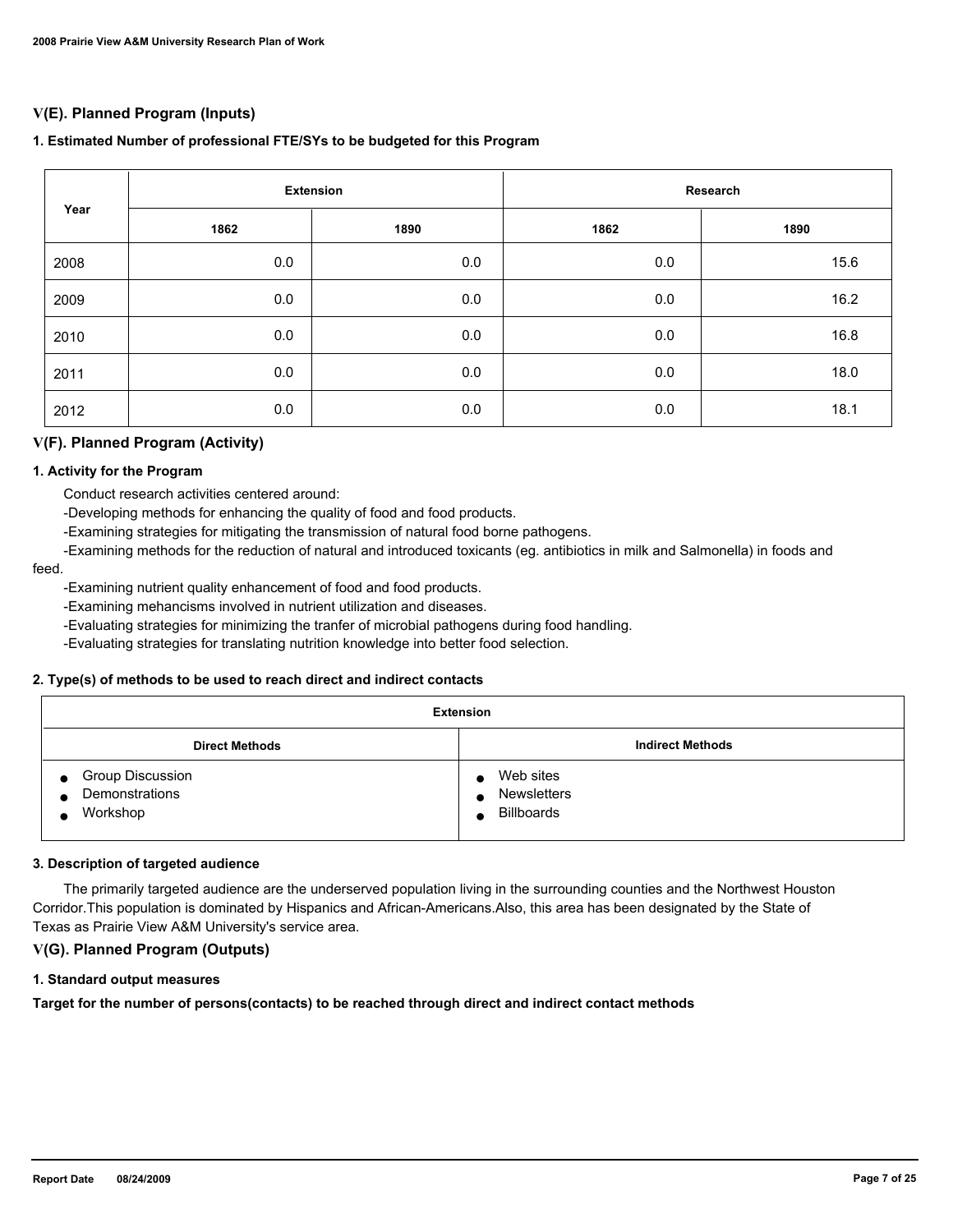## V(E). Planned Program (Inputs)

### 1. Estimated Number of professional FTE/SYs to be budgeted for this Program

| Year | Extension | | Research | |
|---|---|---|---|---|
| | 1862 | 1890 | 1862 | 1890 |
| 2008 | 0.0 | 0.0 | 0.0 | 15.6 |
| 2009 | 0.0 | 0.0 | 0.0 | 16.2 |
| 2010 | 0.0 | 0.0 | 0.0 | 16.8 |
| 2011 | 0.0 | 0.0 | 0.0 | 18.0 |
| 2012 | 0.0 | 0.0 | 0.0 | 18.1 |

## V(F). Planned Program (Activity)

### 1. Activity for the Program

Conduct research activities centered around:

-Developing methods for enhancing the quality of food and food products.

-Examining strategies for mitigating the transmission of natural food borne pathogens.

-Examining methods for the reduction of natural and introduced toxicants (eg. antibiotics in milk and Salmonella) in foods and feed.

-Examining nutrient quality enhancement of food and food products.

-Examining mehancisms involved in nutrient utilization and diseases.

-Evaluating strategies for minimizing the tranfer of microbial pathogens during food handling.

-Evaluating strategies for translating nutrition knowledge into better food selection.

### 2. Type(s) of methods to be used to reach direct and indirect contacts

| Extension | |
|---|---|
| **Direct Methods** | **Indirect Methods** |
| • Group Discussion<br>• Demonstrations<br>• Workshop | • Web sites<br>• Newsletters<br>• Billboards |

### 3. Description of targeted audience

The primarily targeted audience are the underserved population living in the surrounding counties and the Northwest Houston Corridor.This population is dominated by Hispanics and African-Americans.Also, this area has been designated by the State of Texas as Prairie View A&M University's service area.

## V(G). Planned Program (Outputs)

### 1. Standard output measures

**Target for the number of persons(contacts) to be reached through direct and indirect contact methods**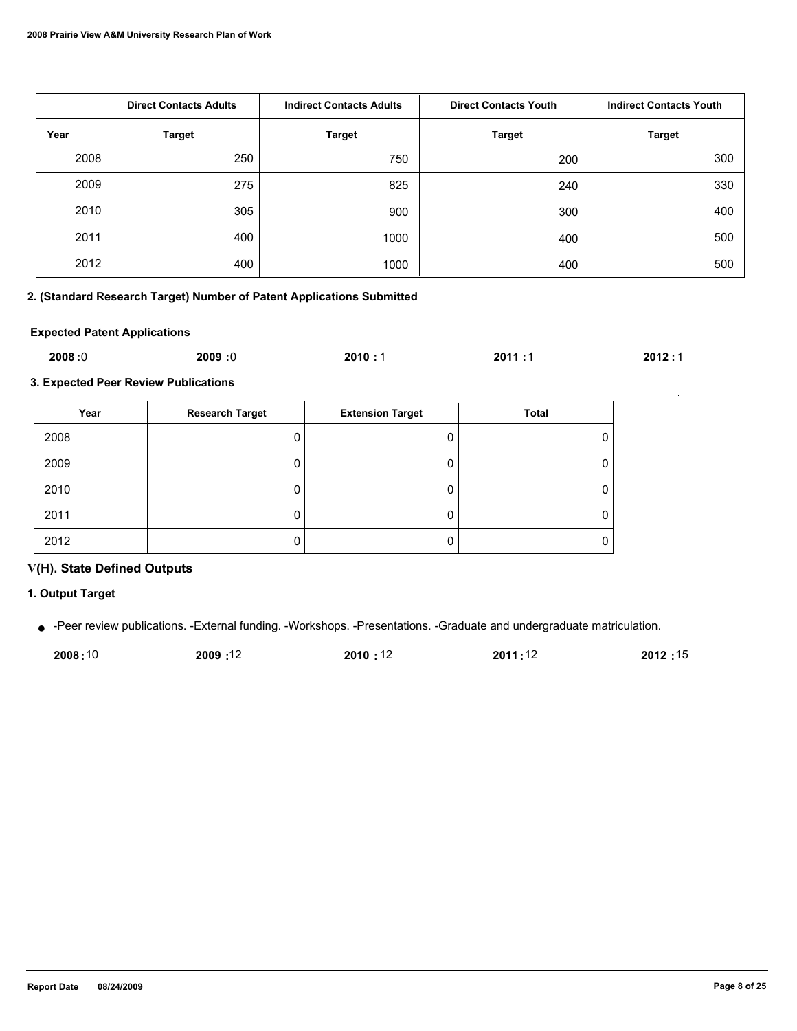| | Direct Contacts Adults | Indirect Contacts Adults | Direct Contacts Youth | Indirect Contacts Youth |
|---|---|---|---|---|
| Year | Target | Target | Target | Target |
| 2008 | 250 | 750 | 200 | 300 |
| 2009 | 275 | 825 | 240 | 330 |
| 2010 | 305 | 900 | 300 | 400 |
| 2011 | 400 | 1000 | 400 | 500 |
| 2012 | 400 | 1000 | 400 | 500 |

**2. (Standard Research Target) Number of Patent Applications Submitted**

**Expected Patent Applications**

**2008 :**0 **2009 :**0 **2010 :** 1 **2011 :**1 **2012 :** 1

**3. Expected Peer Review Publications**

| Year | Research Target | Extension Target | Total |
|---|---|---|---|
| 2008 | 0 | 0 | 0 |
| 2009 | 0 | 0 | 0 |
| 2010 | 0 | 0 | 0 |
| 2011 | 0 | 0 | 0 |
| 2012 | 0 | 0 | 0 |

## V(H). State Defined Outputs

**1. Output Target**

- -Peer review publications. -External funding. -Workshops. -Presentations. -Graduate and undergraduate matriculation.

**2008 :**10 **2009 :**12 **2010 :** 12 **2011 :**12 **2012 :**15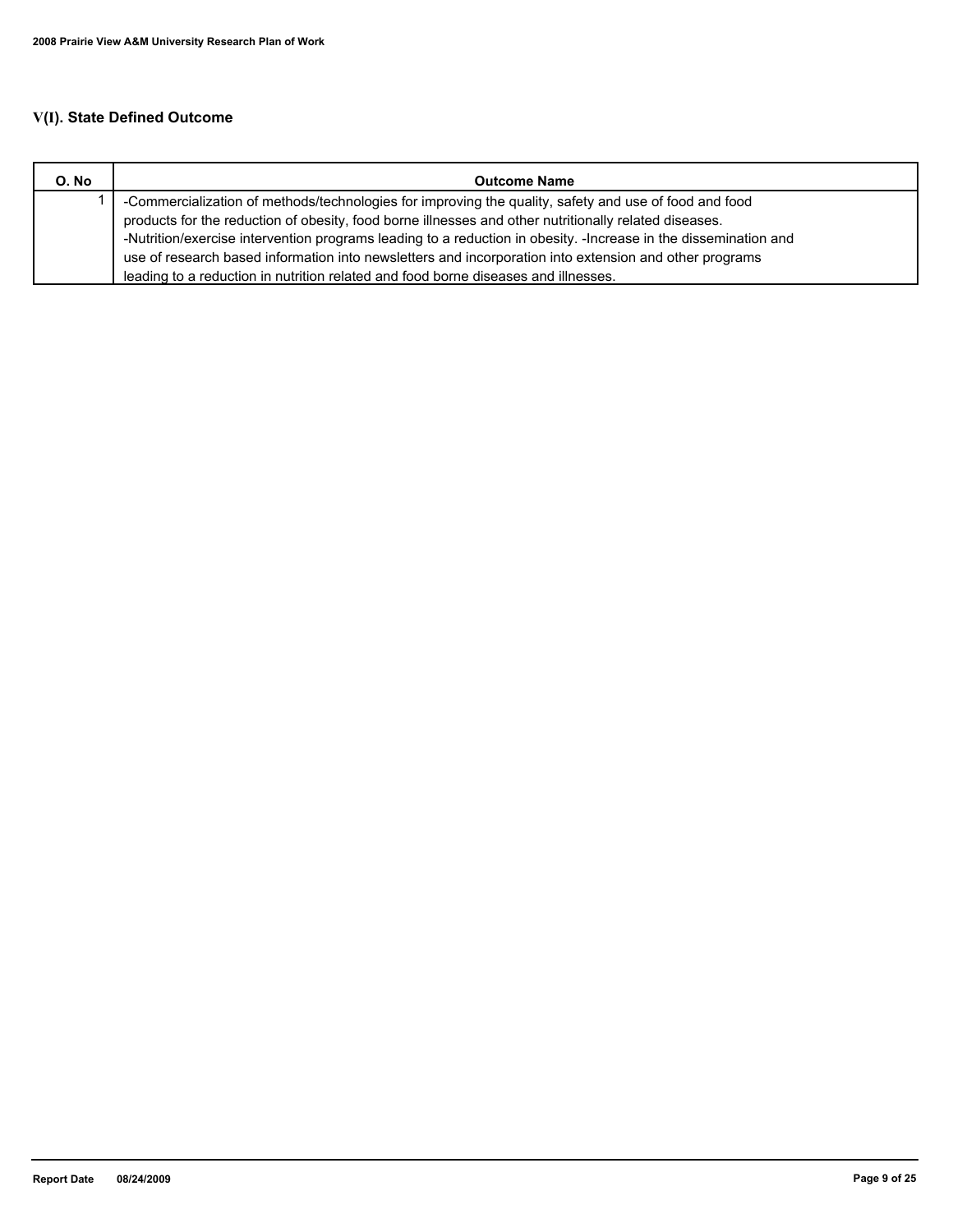## V(I). State Defined Outcome

| O. No | Outcome Name |
|---|---|
| 1 | -Commercialization of methods/technologies for improving the quality, safety and use of food and food products for the reduction of obesity, food borne illnesses and other nutritionally related diseases. -Nutrition/exercise intervention programs leading to a reduction in obesity. -Increase in the dissemination and use of research based information into newsletters and incorporation into extension and other programs leading to a reduction in nutrition related and food borne diseases and illnesses. |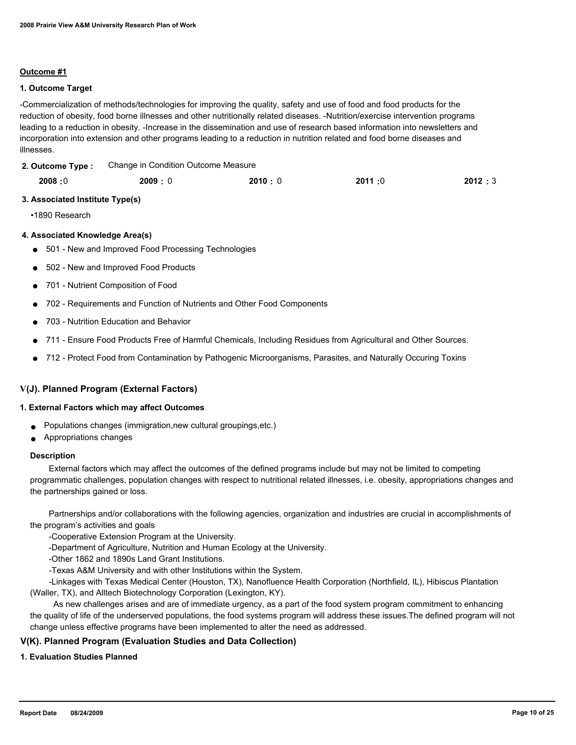### Outcome #1

**1. Outcome Target**

-Commercialization of methods/technologies for improving the quality, safety and use of food and food products for the reduction of obesity, food borne illnesses and other nutritionally related diseases. -Nutrition/exercise intervention programs leading to a reduction in obesity. -Increase in the dissemination and use of research based information into newsletters and incorporation into extension and other programs leading to a reduction in nutrition related and food borne diseases and illnesses.

**2. Outcome Type :** Change in Condition Outcome Measure

| 2008 | 2009 | 2010 | 2011 | 2012 |
|---|---|---|---|---|
| 0 | 0 | 0 | 0 | 3 |

**3. Associated Institute Type(s)**

- 1890 Research

**4. Associated Knowledge Area(s)**

- 501 - New and Improved Food Processing Technologies
- 502 - New and Improved Food Products
- 701 - Nutrient Composition of Food
- 702 - Requirements and Function of Nutrients and Other Food Components
- 703 - Nutrition Education and Behavior
- 711 - Ensure Food Products Free of Harmful Chemicals, Including Residues from Agricultural and Other Sources.
- 712 - Protect Food from Contamination by Pathogenic Microorganisms, Parasites, and Naturally Occuring Toxins

## V(J). Planned Program (External Factors)

**1. External Factors which may affect Outcomes**

- Populations changes (immigration,new cultural groupings,etc.)
- Appropriations changes

**Description**

External factors which may affect the outcomes of the defined programs include but may not be limited to competing programmatic challenges, population changes with respect to nutritional related illnesses, i.e. obesity, appropriations changes and the partnerships gained or loss.

Partnerships and/or collaborations with the following agencies, organization and industries are crucial in accomplishments of the program's activities and goals

-Cooperative Extension Program at the University.

-Department of Agriculture, Nutrition and Human Ecology at the University.

-Other 1862 and 1890s Land Grant Institutions.

-Texas A&M University and with other Institutions within the System.

-Linkages with Texas Medical Center (Houston, TX), Nanofluence Health Corporation (Northfield, IL), Hibiscus Plantation (Waller, TX), and Alltech Biotechnology Corporation (Lexington, KY).

As new challenges arises and are of immediate urgency, as a part of the food system program commitment to enhancing the quality of life of the underserved populations, the food systems program will address these issues.The defined program will not change unless effective programs have been implemented to alter the need as addressed.

## V(K). Planned Program (Evaluation Studies and Data Collection)

**1. Evaluation Studies Planned**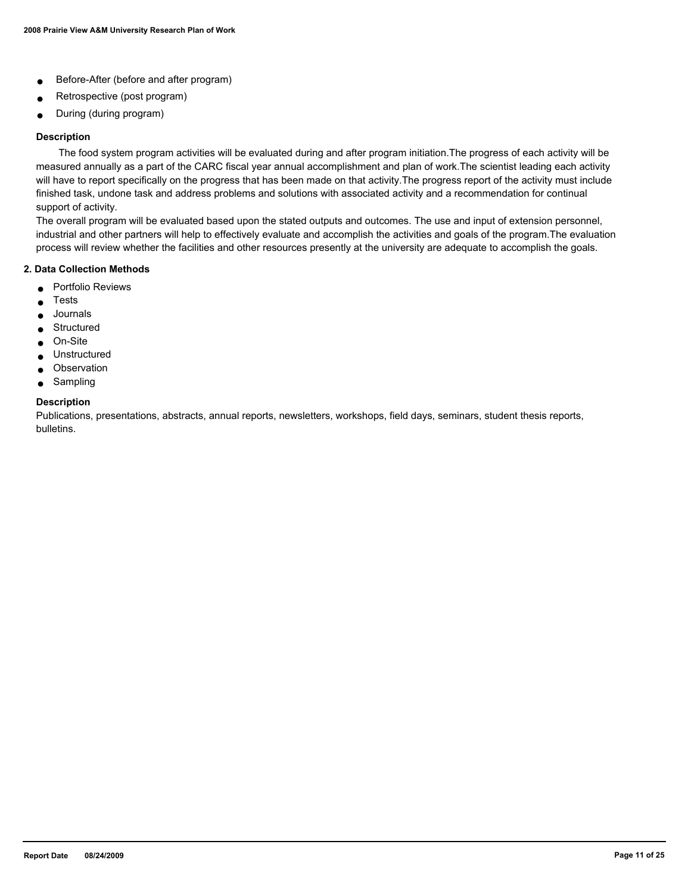- Before-After (before and after program)
- Retrospective (post program)
- During (during program)

**Description**

The food system program activities will be evaluated during and after program initiation.The progress of each activity will be measured annually as a part of the CARC fiscal year annual accomplishment and plan of work.The scientist leading each activity will have to report specifically on the progress that has been made on that activity.The progress report of the activity must include finished task, undone task and address problems and solutions with associated activity and a recommendation for continual support of activity.

The overall program will be evaluated based upon the stated outputs and outcomes. The use and input of extension personnel, industrial and other partners will help to effectively evaluate and accomplish the activities and goals of the program.The evaluation process will review whether the facilities and other resources presently at the university are adequate to accomplish the goals.

**2. Data Collection Methods**

- Portfolio Reviews
- Tests
- Journals
- Structured
- On-Site
- Unstructured
- Observation
- Sampling

**Description**

Publications, presentations, abstracts, annual reports, newsletters, workshops, field days, seminars, student thesis reports, bulletins.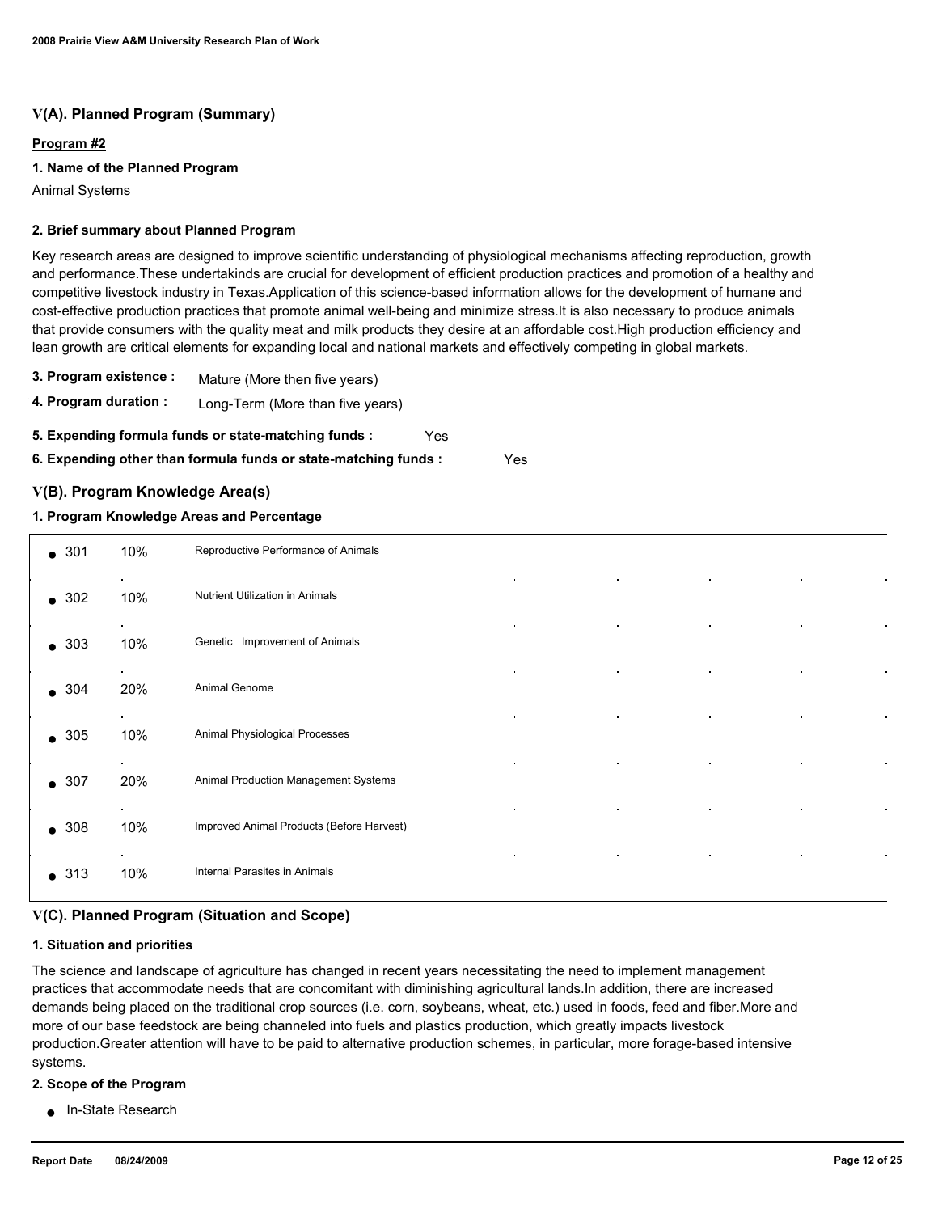## V(A). Planned Program (Summary)

**Program #2**

**1. Name of the Planned Program**

Animal Systems

**2. Brief summary about Planned Program**

Key research areas are designed to improve scientific understanding of physiological mechanisms affecting reproduction, growth and performance.These undertakinds are crucial for development of efficient production practices and promotion of a healthy and competitive livestock industry in Texas.Application of this science-based information allows for the development of humane and cost-effective production practices that promote animal well-being and minimize stress.It is also necessary to produce animals that provide consumers with the quality meat and milk products they desire at an affordable cost.High production efficiency and lean growth are critical elements for expanding local and national markets and effectively competing in global markets.

**3. Program existence :** Mature (More then five years)

**4. Program duration :** Long-Term (More than five years)

**5. Expending formula funds or state-matching funds :** Yes

**6. Expending other than formula funds or state-matching funds :** Yes

## V(B). Program Knowledge Area(s)

**1. Program Knowledge Areas and Percentage**

| KA | Percentage | Knowledge Area |
|---|---|---|
| 301 | 10% | Reproductive Performance of Animals |
| 302 | 10% | Nutrient Utilization in Animals |
| 303 | 10% | Genetic Improvement of Animals |
| 304 | 20% | Animal Genome |
| 305 | 10% | Animal Physiological Processes |
| 307 | 20% | Animal Production Management Systems |
| 308 | 10% | Improved Animal Products (Before Harvest) |
| 313 | 10% | Internal Parasites in Animals |

## V(C). Planned Program (Situation and Scope)

**1. Situation and priorities**

The science and landscape of agriculture has changed in recent years necessitating the need to implement management practices that accommodate needs that are concomitant with diminishing agricultural lands.In addition, there are increased demands being placed on the traditional crop sources (i.e. corn, soybeans, wheat, etc.) used in foods, feed and fiber.More and more of our base feedstock are being channeled into fuels and plastics production, which greatly impacts livestock production.Greater attention will have to be paid to alternative production schemes, in particular, more forage-based intensive systems.

**2. Scope of the Program**

- In-State Research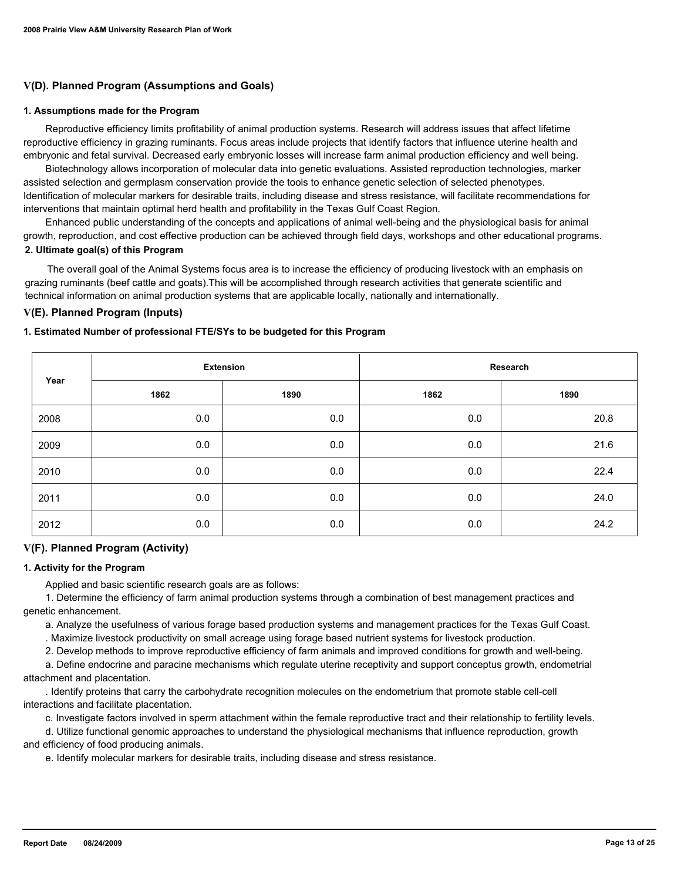## V(D). Planned Program (Assumptions and Goals)

### 1. Assumptions made for the Program

Reproductive efficiency limits profitability of animal production systems. Research will address issues that affect lifetime reproductive efficiency in grazing ruminants. Focus areas include projects that identify factors that influence uterine health and embryonic and fetal survival. Decreased early embryonic losses will increase farm animal production efficiency and well being.

Biotechnology allows incorporation of molecular data into genetic evaluations. Assisted reproduction technologies, marker assisted selection and germplasm conservation provide the tools to enhance genetic selection of selected phenotypes. Identification of molecular markers for desirable traits, including disease and stress resistance, will facilitate recommendations for interventions that maintain optimal herd health and profitability in the Texas Gulf Coast Region.

Enhanced public understanding of the concepts and applications of animal well-being and the physiological basis for animal growth, reproduction, and cost effective production can be achieved through field days, workshops and other educational programs.

### 2. Ultimate goal(s) of this Program

The overall goal of the Animal Systems focus area is to increase the efficiency of producing livestock with an emphasis on grazing ruminants (beef cattle and goats).This will be accomplished through research activities that generate scientific and technical information on animal production systems that are applicable locally, nationally and internationally.

## V(E). Planned Program (Inputs)

### 1. Estimated Number of professional FTE/SYs to be budgeted for this Program

| Year | Extension | | Research | |
|---|---|---|---|---|
| | 1862 | 1890 | 1862 | 1890 |
| 2008 | 0.0 | 0.0 | 0.0 | 20.8 |
| 2009 | 0.0 | 0.0 | 0.0 | 21.6 |
| 2010 | 0.0 | 0.0 | 0.0 | 22.4 |
| 2011 | 0.0 | 0.0 | 0.0 | 24.0 |
| 2012 | 0.0 | 0.0 | 0.0 | 24.2 |

## V(F). Planned Program (Activity)

### 1. Activity for the Program

Applied and basic scientific research goals are as follows:

1. Determine the efficiency of farm animal production systems through a combination of best management practices and genetic enhancement.

a. Analyze the usefulness of various forage based production systems and management practices for the Texas Gulf Coast.

. Maximize livestock productivity on small acreage using forage based nutrient systems for livestock production.

2. Develop methods to improve reproductive efficiency of farm animals and improved conditions for growth and well-being.

a. Define endocrine and paracine mechanisms which regulate uterine receptivity and support conceptus growth, endometrial attachment and placentation.

. Identify proteins that carry the carbohydrate recognition molecules on the endometrium that promote stable cell-cell interactions and facilitate placentation.

c. Investigate factors involved in sperm attachment within the female reproductive tract and their relationship to fertility levels.

d. Utilize functional genomic approaches to understand the physiological mechanisms that influence reproduction, growth and efficiency of food producing animals.

e. Identify molecular markers for desirable traits, including disease and stress resistance.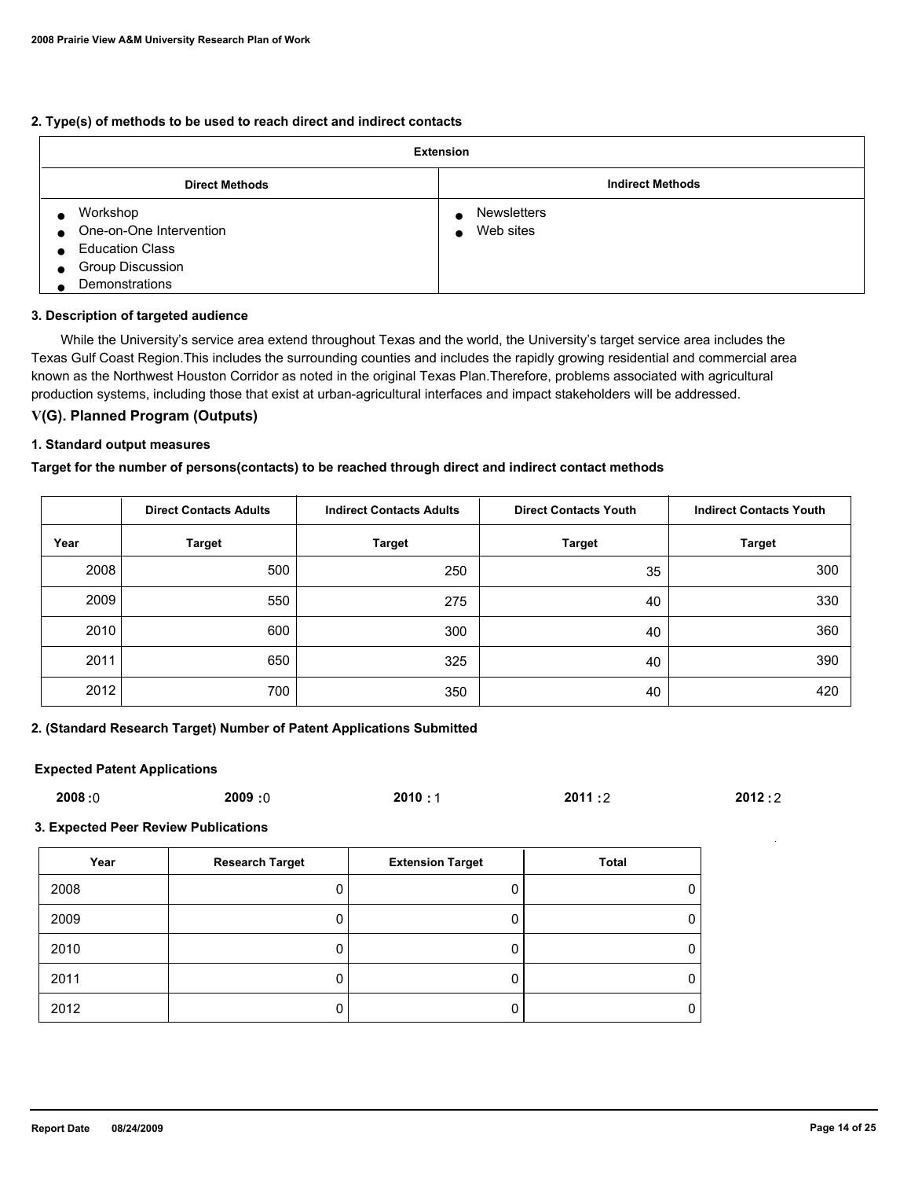**2. Type(s) of methods to be used to reach direct and indirect contacts**

| Extension | |
|---|---|
| **Direct Methods** | **Indirect Methods** |
| • Workshop<br>• One-on-One Intervention<br>• Education Class<br>• Group Discussion<br>• Demonstrations | • Newsletters<br>• Web sites |

**3. Description of targeted audience**

While the University's service area extend throughout Texas and the world, the University's target service area includes the Texas Gulf Coast Region.This includes the surrounding counties and includes the rapidly growing residential and commercial area known as the Northwest Houston Corridor as noted in the original Texas Plan.Therefore, problems associated with agricultural production systems, including those that exist at urban-agricultural interfaces and impact stakeholders will be addressed.

## V(G). Planned Program (Outputs)

**1. Standard output measures**

**Target for the number of persons(contacts) to be reached through direct and indirect contact methods**

| | Direct Contacts Adults | Indirect Contacts Adults | Direct Contacts Youth | Indirect Contacts Youth |
|---|---|---|---|---|
| **Year** | **Target** | **Target** | **Target** | **Target** |
| 2008 | 500 | 250 | 35 | 300 |
| 2009 | 550 | 275 | 40 | 330 |
| 2010 | 600 | 300 | 40 | 360 |
| 2011 | 650 | 325 | 40 | 390 |
| 2012 | 700 | 350 | 40 | 420 |

**2. (Standard Research Target) Number of Patent Applications Submitted**

**Expected Patent Applications**

**2008 :** 0 **2009 :** 0 **2010 :** 1 **2011 :** 2 **2012 :** 2

**3. Expected Peer Review Publications**

| Year | Research Target | Extension Target | Total |
|---|---|---|---|
| 2008 | 0 | 0 | 0 |
| 2009 | 0 | 0 | 0 |
| 2010 | 0 | 0 | 0 |
| 2011 | 0 | 0 | 0 |
| 2012 | 0 | 0 | 0 |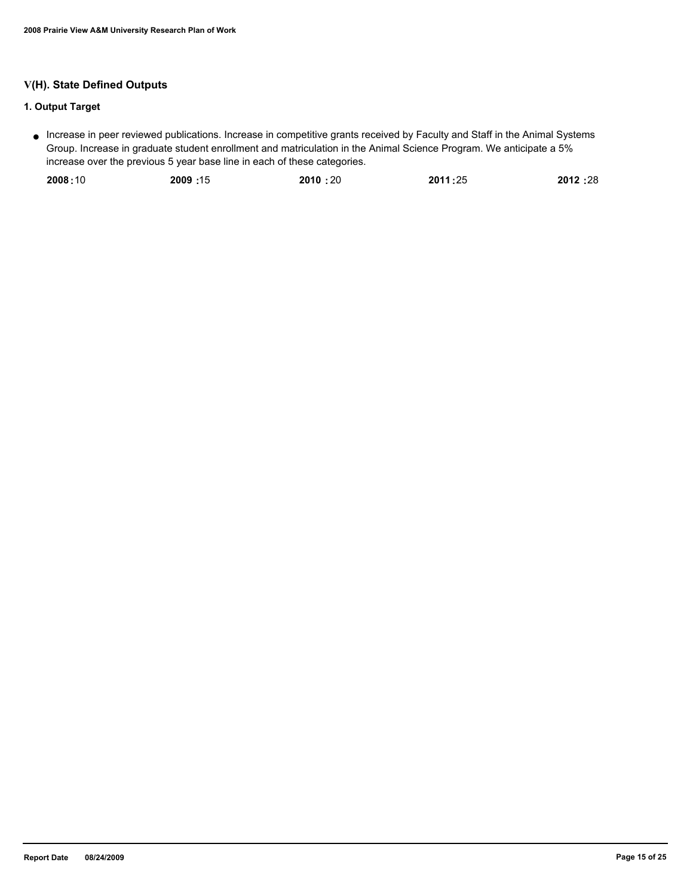## V(H). State Defined Outputs

### 1. Output Target

- Increase in peer reviewed publications. Increase in competitive grants received by Faculty and Staff in the Animal Systems Group. Increase in graduate student enrollment and matriculation in the Animal Science Program. We anticipate a 5% increase over the previous 5 year base line in each of these categories.

**2008 :** 10 **2009 :** 15 **2010 :** 20 **2011 :** 25 **2012 :** 28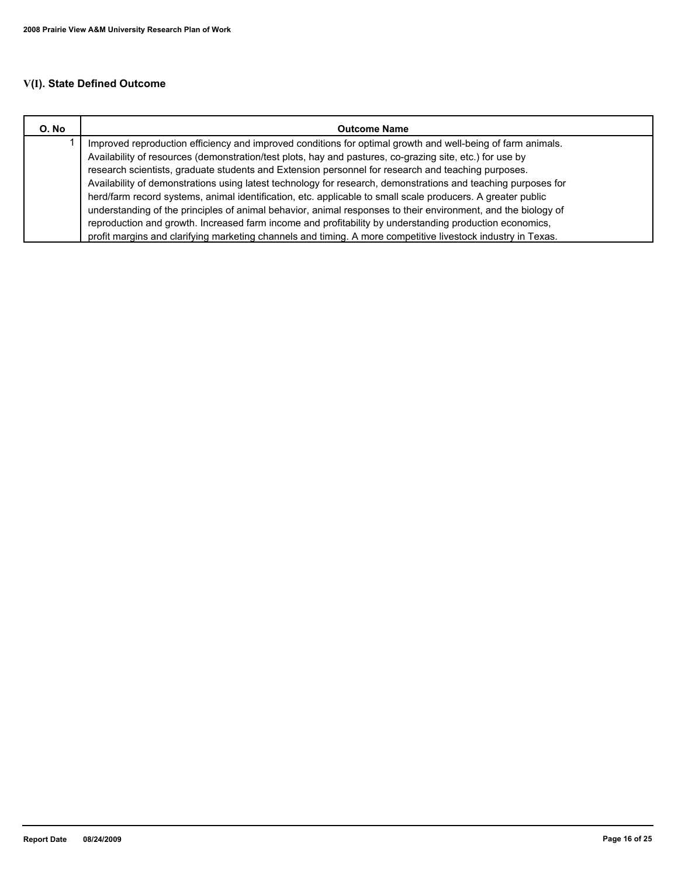## V(I). State Defined Outcome

| O. No | Outcome Name |
|---|---|
| 1 | Improved reproduction efficiency and improved conditions for optimal growth and well-being of farm animals. Availability of resources (demonstration/test plots, hay and pastures, co-grazing site, etc.) for use by research scientists, graduate students and Extension personnel for research and teaching purposes. Availability of demonstrations using latest technology for research, demonstrations and teaching purposes for herd/farm record systems, animal identification, etc. applicable to small scale producers. A greater public understanding of the principles of animal behavior, animal responses to their environment, and the biology of reproduction and growth. Increased farm income and profitability by understanding production economics, profit margins and clarifying marketing channels and timing. A more competitive livestock industry in Texas. |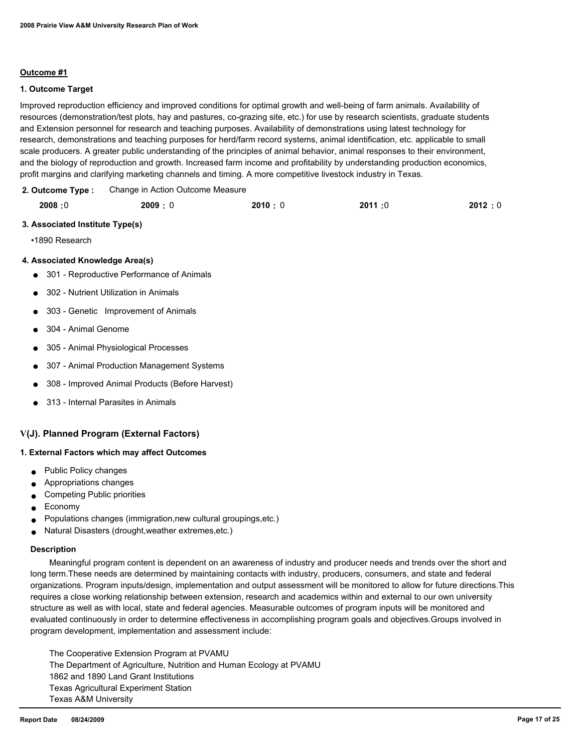**Outcome #1**

**1. Outcome Target**

Improved reproduction efficiency and improved conditions for optimal growth and well-being of farm animals. Availability of resources (demonstration/test plots, hay and pastures, co-grazing site, etc.) for use by research scientists, graduate students and Extension personnel for research and teaching purposes. Availability of demonstrations using latest technology for research, demonstrations and teaching purposes for herd/farm record systems, animal identification, etc. applicable to small scale producers. A greater public understanding of the principles of animal behavior, animal responses to their environment, and the biology of reproduction and growth. Increased farm income and profitability by understanding production economics, profit margins and clarifying marketing channels and timing. A more competitive livestock industry in Texas.

**2. Outcome Type :** Change in Action Outcome Measure

| 2008 | 2009 | 2010 | 2011 | 2012 |
|---|---|---|---|---|
| 0 | 0 | 0 | 0 | 0 |

**3. Associated Institute Type(s)**

•1890 Research

**4. Associated Knowledge Area(s)**

- 301 - Reproductive Performance of Animals
- 302 - Nutrient Utilization in Animals
- 303 - Genetic Improvement of Animals
- 304 - Animal Genome
- 305 - Animal Physiological Processes
- 307 - Animal Production Management Systems
- 308 - Improved Animal Products (Before Harvest)
- 313 - Internal Parasites in Animals

## V(J). Planned Program (External Factors)

**1. External Factors which may affect Outcomes**

- Public Policy changes
- Appropriations changes
- Competing Public priorities
- Economy
- Populations changes (immigration,new cultural groupings,etc.)
- Natural Disasters (drought,weather extremes,etc.)

**Description**

Meaningful program content is dependent on an awareness of industry and producer needs and trends over the short and long term.These needs are determined by maintaining contacts with industry, producers, consumers, and state and federal organizations. Program inputs/design, implementation and output assessment will be monitored to allow for future directions.This requires a close working relationship between extension, research and academics within and external to our own university structure as well as with local, state and federal agencies. Measurable outcomes of program inputs will be monitored and evaluated continuously in order to determine effectiveness in accomplishing program goals and objectives.Groups involved in program development, implementation and assessment include:

The Cooperative Extension Program at PVAMU
The Department of Agriculture, Nutrition and Human Ecology at PVAMU
1862 and 1890 Land Grant Institutions
Texas Agricultural Experiment Station
Texas A&M University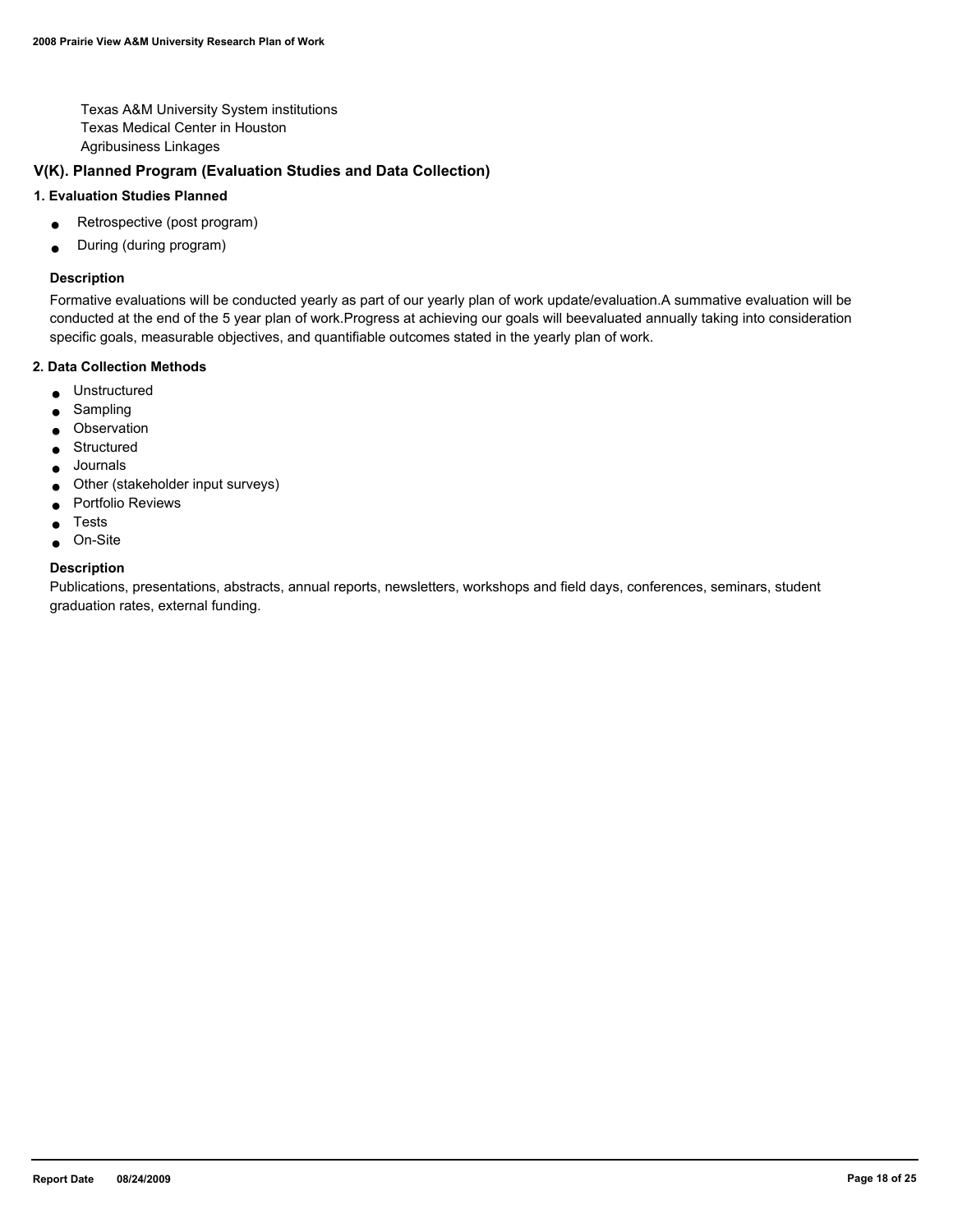Texas A&M University System institutions
Texas Medical Center in Houston
Agribusiness Linkages

## V(K). Planned Program (Evaluation Studies and Data Collection)

### 1. Evaluation Studies Planned

- Retrospective (post program)
- During (during program)

#### Description

Formative evaluations will be conducted yearly as part of our yearly plan of work update/evaluation.A summative evaluation will be conducted at the end of the 5 year plan of work.Progress at achieving our goals will beevaluated annually taking into consideration specific goals, measurable objectives, and quantifiable outcomes stated in the yearly plan of work.

### 2. Data Collection Methods

- Unstructured
- Sampling
- Observation
- Structured
- Journals
- Other (stakeholder input surveys)
- Portfolio Reviews
- Tests
- On-Site

#### Description

Publications, presentations, abstracts, annual reports, newsletters, workshops and field days, conferences, seminars, student graduation rates, external funding.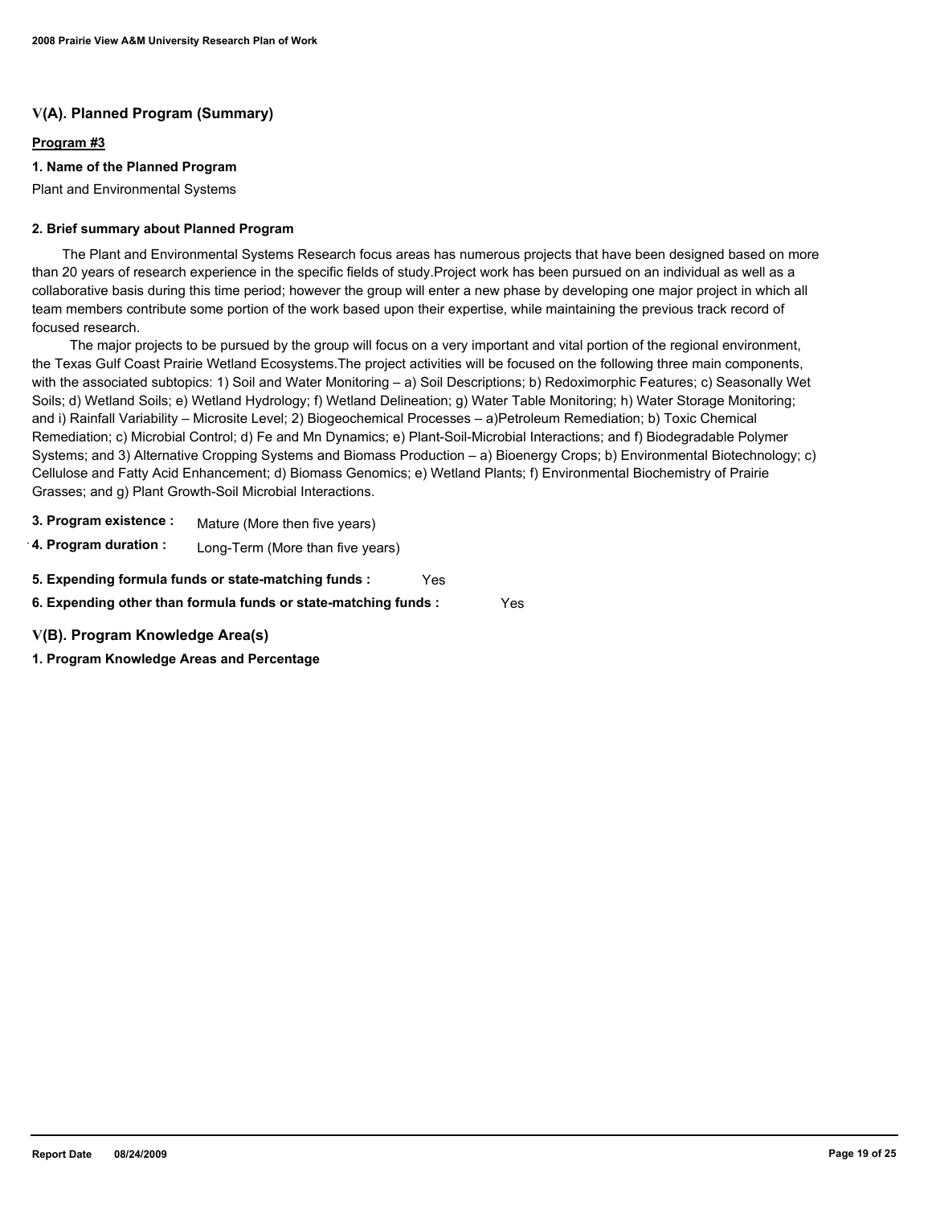## V(A). Planned Program (Summary)

**Program #3**

**1. Name of the Planned Program**

Plant and Environmental Systems

**2. Brief summary about Planned Program**

The Plant and Environmental Systems Research focus areas has numerous projects that have been designed based on more than 20 years of research experience in the specific fields of study.Project work has been pursued on an individual as well as a collaborative basis during this time period; however the group will enter a new phase by developing one major project in which all team members contribute some portion of the work based upon their expertise, while maintaining the previous track record of focused research.

The major projects to be pursued by the group will focus on a very important and vital portion of the regional environment, the Texas Gulf Coast Prairie Wetland Ecosystems.The project activities will be focused on the following three main components, with the associated subtopics: 1) Soil and Water Monitoring – a) Soil Descriptions; b) Redoximorphic Features; c) Seasonally Wet Soils; d) Wetland Soils; e) Wetland Hydrology; f) Wetland Delineation; g) Water Table Monitoring; h) Water Storage Monitoring; and i) Rainfall Variability – Microsite Level; 2) Biogeochemical Processes – a)Petroleum Remediation; b) Toxic Chemical Remediation; c) Microbial Control; d) Fe and Mn Dynamics; e) Plant-Soil-Microbial Interactions; and f) Biodegradable Polymer Systems; and 3) Alternative Cropping Systems and Biomass Production – a) Bioenergy Crops; b) Environmental Biotechnology; c) Cellulose and Fatty Acid Enhancement; d) Biomass Genomics; e) Wetland Plants; f) Environmental Biochemistry of Prairie Grasses; and g) Plant Growth-Soil Microbial Interactions.

**3. Program existence :** Mature (More then five years)

**4. Program duration :** Long-Term (More than five years)

**5. Expending formula funds or state-matching funds :** Yes

**6. Expending other than formula funds or state-matching funds :** Yes

## V(B). Program Knowledge Area(s)

**1. Program Knowledge Areas and Percentage**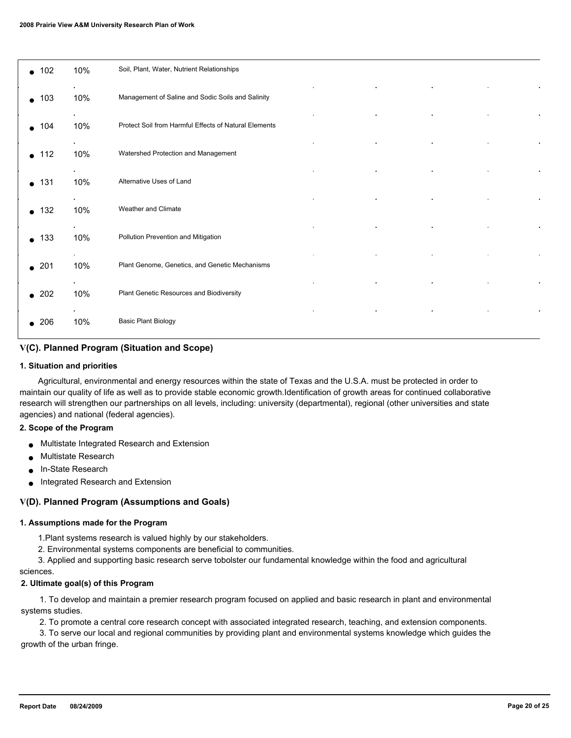| KA Code | % | Knowledge Area |
|---|---|---|
| 102 | 10% | Soil, Plant, Water, Nutrient Relationships |
| 103 | 10% | Management of Saline and Sodic Soils and Salinity |
| 104 | 10% | Protect Soil from Harmful Effects of Natural Elements |
| 112 | 10% | Watershed Protection and Management |
| 131 | 10% | Alternative Uses of Land |
| 132 | 10% | Weather and Climate |
| 133 | 10% | Pollution Prevention and Mitigation |
| 201 | 10% | Plant Genome, Genetics, and Genetic Mechanisms |
| 202 | 10% | Plant Genetic Resources and Biodiversity |
| 206 | 10% | Basic Plant Biology |

## V(C). Planned Program (Situation and Scope)

### 1. Situation and priorities

Agricultural, environmental and energy resources within the state of Texas and the U.S.A. must be protected in order to maintain our quality of life as well as to provide stable economic growth.Identification of growth areas for continued collaborative research will strengthen our partnerships on all levels, including: university (departmental), regional (other universities and state agencies) and national (federal agencies).

### 2. Scope of the Program

- Multistate Integrated Research and Extension
- Multistate Research
- In-State Research
- Integrated Research and Extension

## V(D). Planned Program (Assumptions and Goals)

### 1. Assumptions made for the Program

1.Plant systems research is valued highly by our stakeholders.

2. Environmental systems components are beneficial to communities.

3. Applied and supporting basic research serve tobolster our fundamental knowledge within the food and agricultural sciences.

### 2. Ultimate goal(s) of this Program

1. To develop and maintain a premier research program focused on applied and basic research in plant and environmental systems studies.

2. To promote a central core research concept with associated integrated research, teaching, and extension components.

3. To serve our local and regional communities by providing plant and environmental systems knowledge which guides the growth of the urban fringe.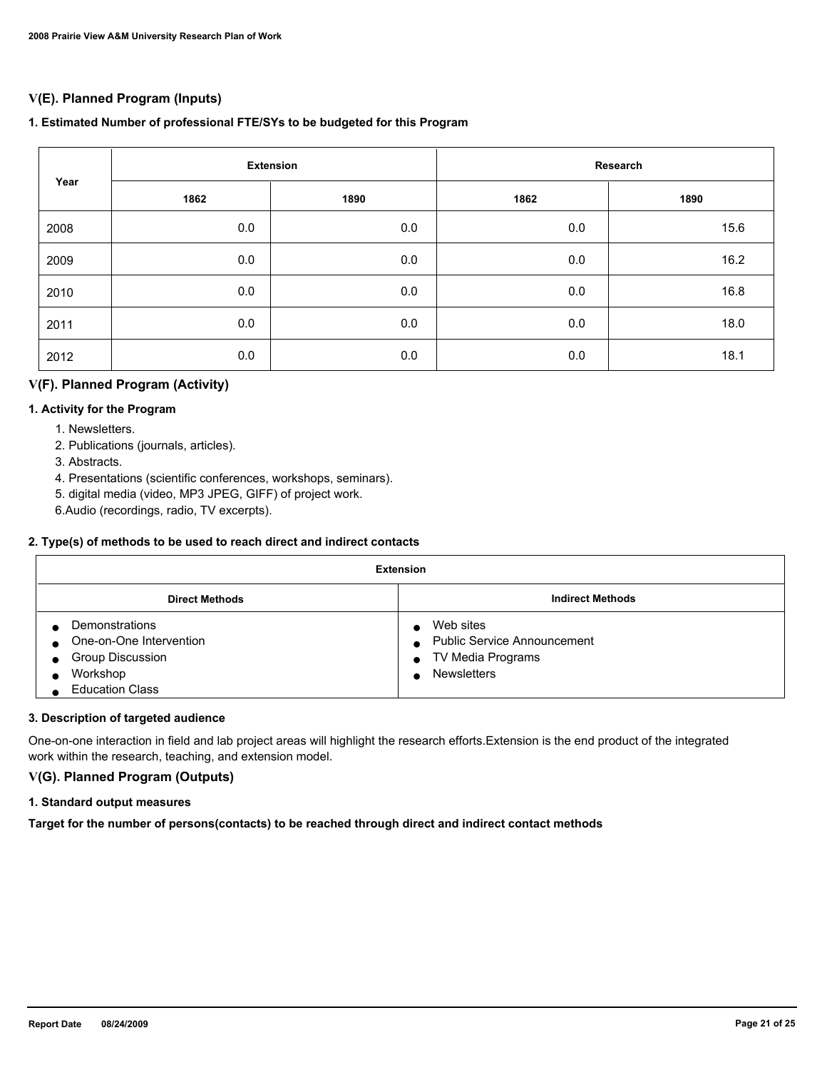## V(E). Planned Program (Inputs)

### 1. Estimated Number of professional FTE/SYs to be budgeted for this Program

| Year | Extension | | Research | |
|---|---|---|---|---|
| | 1862 | 1890 | 1862 | 1890 |
| 2008 | 0.0 | 0.0 | 0.0 | 15.6 |
| 2009 | 0.0 | 0.0 | 0.0 | 16.2 |
| 2010 | 0.0 | 0.0 | 0.0 | 16.8 |
| 2011 | 0.0 | 0.0 | 0.0 | 18.0 |
| 2012 | 0.0 | 0.0 | 0.0 | 18.1 |

## V(F). Planned Program (Activity)

### 1. Activity for the Program

1. Newsletters.
2. Publications (journals, articles).
3. Abstracts.
4. Presentations (scientific conferences, workshops, seminars).
5. digital media (video, MP3 JPEG, GIFF) of project work.
6. Audio (recordings, radio, TV excerpts).

### 2. Type(s) of methods to be used to reach direct and indirect contacts

| Extension | |
|---|---|
| **Direct Methods** | **Indirect Methods** |
| • Demonstrations<br>• One-on-One Intervention<br>• Group Discussion<br>• Workshop<br>• Education Class | • Web sites<br>• Public Service Announcement<br>• TV Media Programs<br>• Newsletters |

### 3. Description of targeted audience

One-on-one interaction in field and lab project areas will highlight the research efforts.Extension is the end product of the integrated work within the research, teaching, and extension model.

## V(G). Planned Program (Outputs)

### 1. Standard output measures

**Target for the number of persons(contacts) to be reached through direct and indirect contact methods**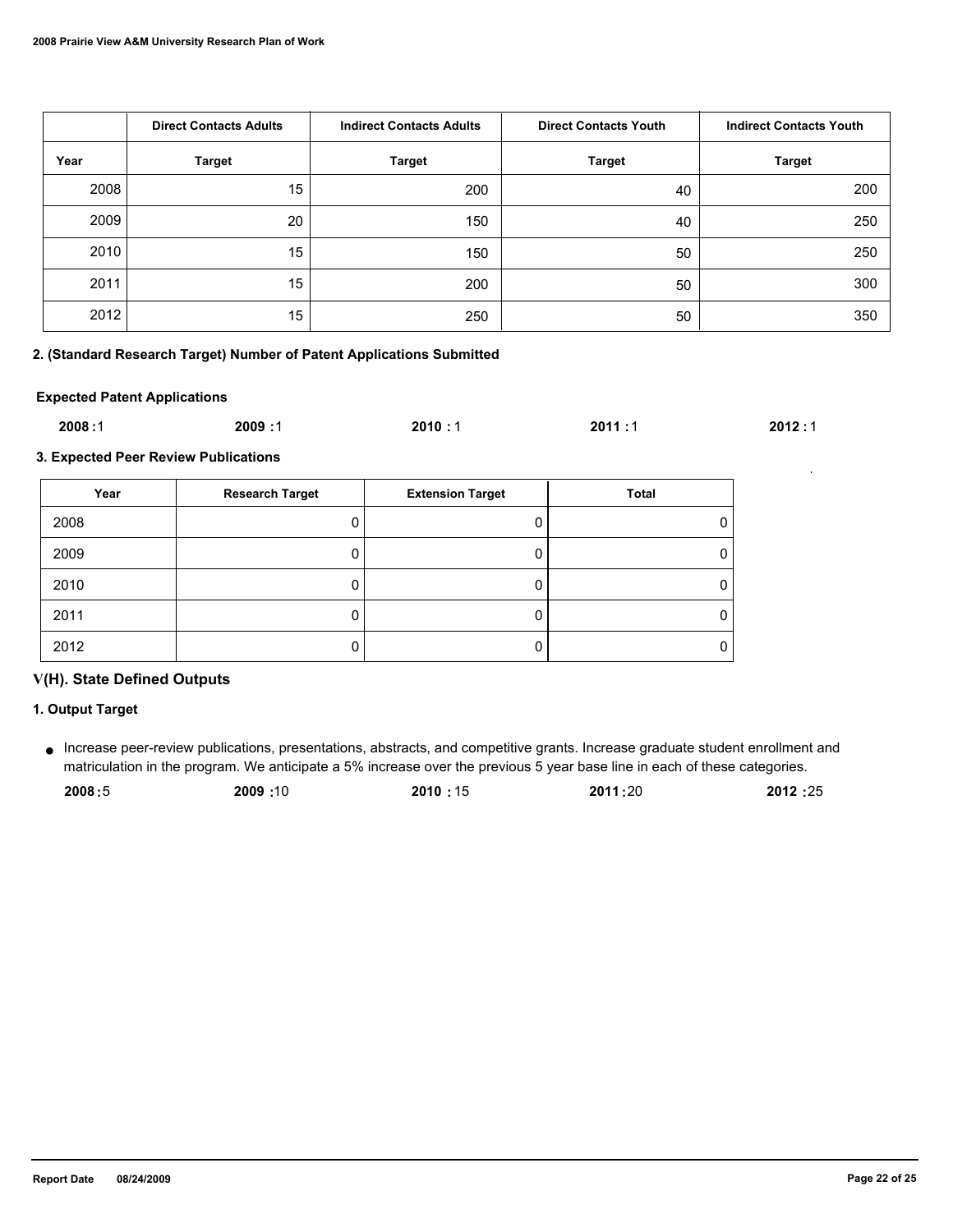| | Direct Contacts Adults | Indirect Contacts Adults | Direct Contacts Youth | Indirect Contacts Youth |
|---|---|---|---|---|
| Year | Target | Target | Target | Target |
| 2008 | 15 | 200 | 40 | 200 |
| 2009 | 20 | 150 | 40 | 250 |
| 2010 | 15 | 150 | 50 | 250 |
| 2011 | 15 | 200 | 50 | 300 |
| 2012 | 15 | 250 | 50 | 350 |

**2. (Standard Research Target) Number of Patent Applications Submitted**

**Expected Patent Applications**

**2008 :**1 **2009 :**1 **2010 :** 1 **2011 :**1 **2012 :** 1

**3. Expected Peer Review Publications**

| Year | Research Target | Extension Target | Total |
|---|---|---|---|
| 2008 | 0 | 0 | 0 |
| 2009 | 0 | 0 | 0 |
| 2010 | 0 | 0 | 0 |
| 2011 | 0 | 0 | 0 |
| 2012 | 0 | 0 | 0 |

## V(H). State Defined Outputs

**1. Output Target**

- Increase peer-review publications, presentations, abstracts, and competitive grants. Increase graduate student enrollment and matriculation in the program. We anticipate a 5% increase over the previous 5 year base line in each of these categories.

  **2008 :**5 **2009 :**10 **2010 :** 15 **2011 :**20 **2012 :**25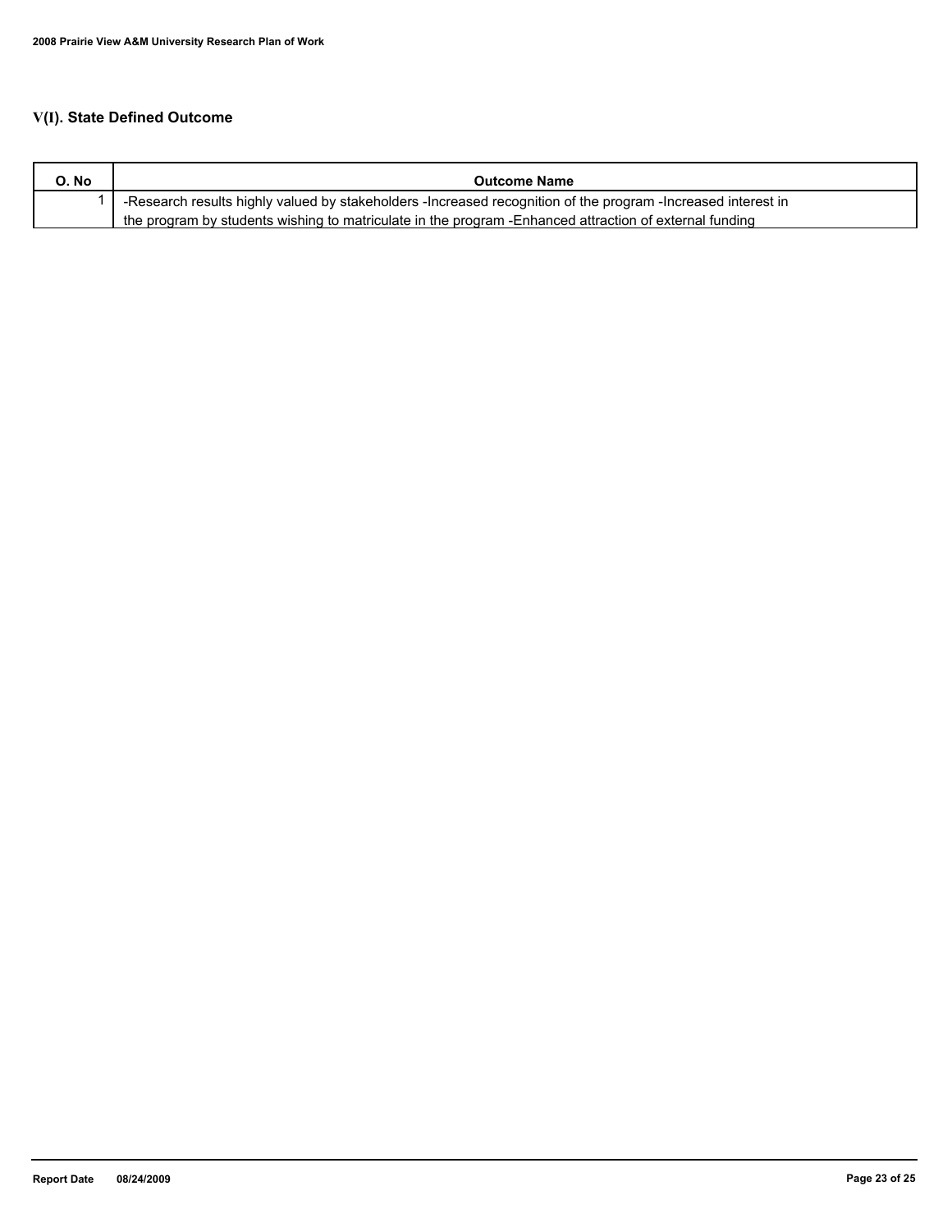## V(I). State Defined Outcome

| O. No | Outcome Name |
|---|---|
| 1 | -Research results highly valued by stakeholders -Increased recognition of the program -Increased interest in the program by students wishing to matriculate in the program -Enhanced attraction of external funding |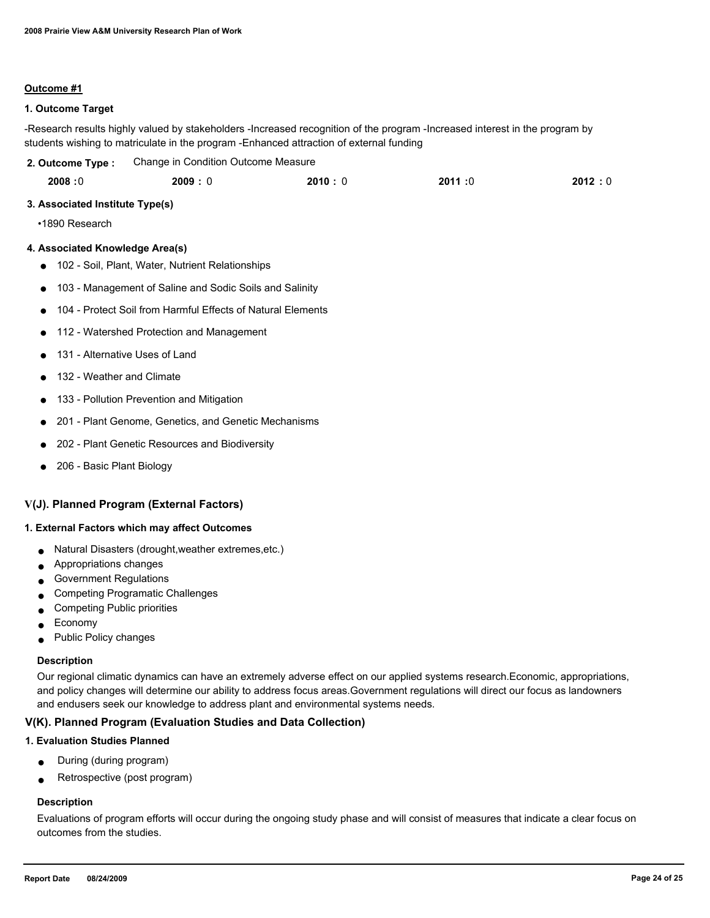**Outcome #1**

**1. Outcome Target**

-Research results highly valued by stakeholders -Increased recognition of the program -Increased interest in the program by students wishing to matriculate in the program -Enhanced attraction of external funding

**2. Outcome Type :** Change in Condition Outcome Measure

| **2008 :**0 | **2009 :** 0 | **2010 :** 0 | **2011 :**0 | **2012 :** 0 |
|---|---|---|---|---|

**3. Associated Institute Type(s)**

•1890 Research

**4. Associated Knowledge Area(s)**

- 102 - Soil, Plant, Water, Nutrient Relationships
- 103 - Management of Saline and Sodic Soils and Salinity
- 104 - Protect Soil from Harmful Effects of Natural Elements
- 112 - Watershed Protection and Management
- 131 - Alternative Uses of Land
- 132 - Weather and Climate
- 133 - Pollution Prevention and Mitigation
- 201 - Plant Genome, Genetics, and Genetic Mechanisms
- 202 - Plant Genetic Resources and Biodiversity
- 206 - Basic Plant Biology

## V(J). Planned Program (External Factors)

**1. External Factors which may affect Outcomes**

- Natural Disasters (drought,weather extremes,etc.)
- Appropriations changes
- Government Regulations
- Competing Programatic Challenges
- Competing Public priorities
- Economy
- Public Policy changes

**Description**

Our regional climatic dynamics can have an extremely adverse effect on our applied systems research.Economic, appropriations, and policy changes will determine our ability to address focus areas.Government regulations will direct our focus as landowners and endusers seek our knowledge to address plant and environmental systems needs.

## V(K). Planned Program (Evaluation Studies and Data Collection)

**1. Evaluation Studies Planned**

- During (during program)
- Retrospective (post program)

**Description**

Evaluations of program efforts will occur during the ongoing study phase and will consist of measures that indicate a clear focus on outcomes from the studies.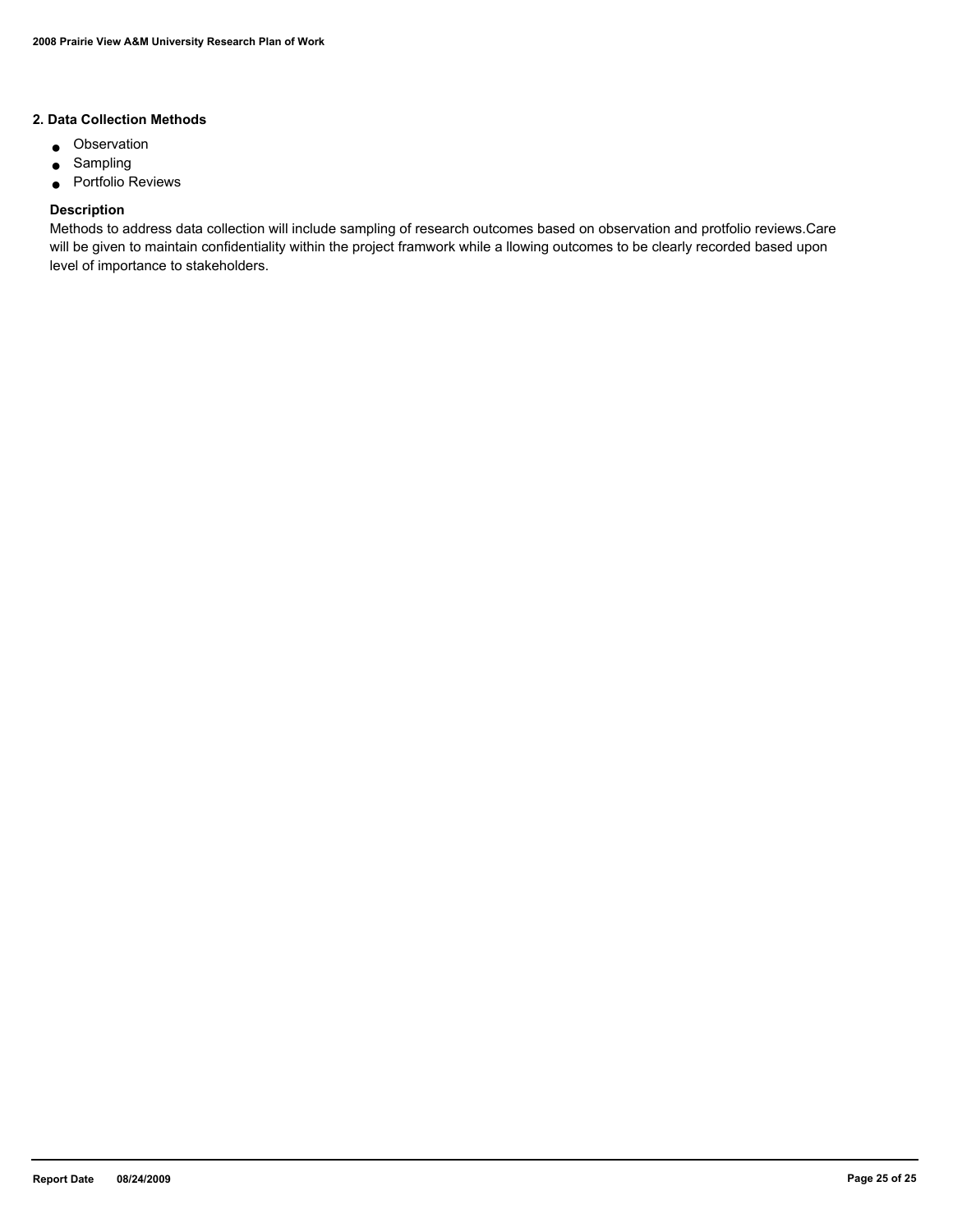#### 2. Data Collection Methods

- Observation
- Sampling
- Portfolio Reviews

**Description**

Methods to address data collection will include sampling of research outcomes based on observation and protfolio reviews.Care will be given to maintain confidentiality within the project framwork while a llowing outcomes to be clearly recorded based upon level of importance to stakeholders.